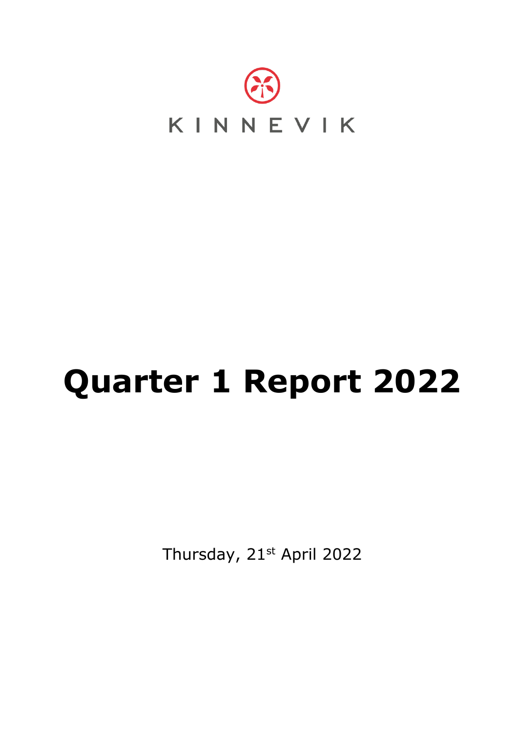KINNEVIK

# Quarter 1 Report 2022

Thursday, 21st April 2022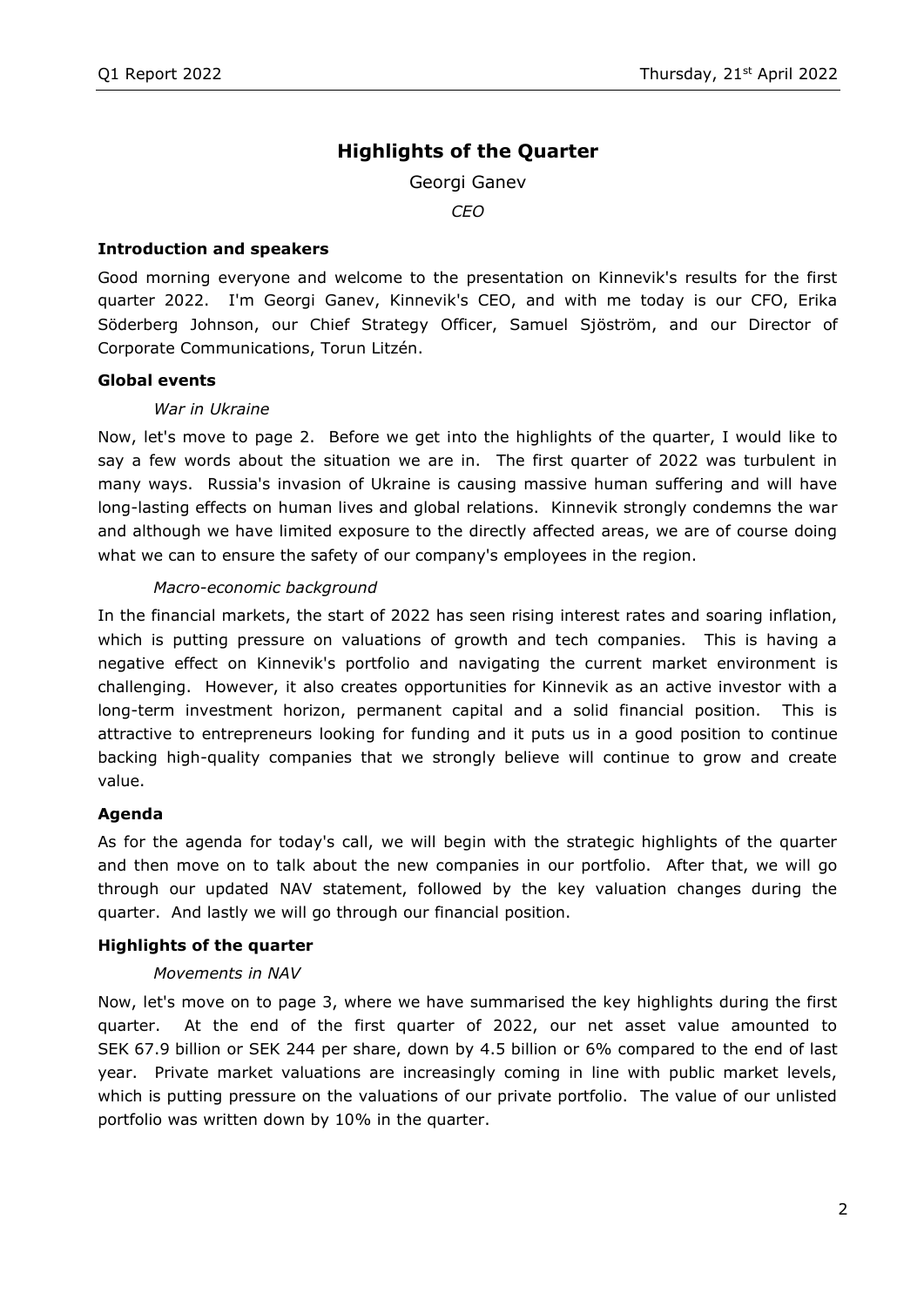## Highlights of the Quarter

Georgi Ganev

*CEO*

**Introduction and speakers**

Good morning everyone and welcome to the presentation on Kinnevik's results for the first quarter 2022. I'm Georgi Ganev, Kinnevik's CEO, and with me today is our CFO, Erika Söderberg Johnson, our Chief Strategy Officer, Samuel Sjöström, and our Director of Corporate Communications, Torun Litzén.

**Global events**

*War in Ukraine*

Now, let's move to page 2. Before we get into the highlights of the quarter, I would like to say a few words about the situation we are in. The first quarter of 2022 was turbulent in many ways. Russia's invasion of Ukraine is causing massive human suffering and will have long-lasting effects on human lives and global relations. Kinnevik strongly condemns the war and although we have limited exposure to the directly affected areas, we are of course doing what we can to ensure the safety of our company's employees in the region.

*Macro-economic background*

In the financial markets, the start of 2022 has seen rising interest rates and soaring inflation, which is putting pressure on valuations of growth and tech companies. This is having a negative effect on Kinnevik's portfolio and navigating the current market environment is challenging. However, it also creates opportunities for Kinnevik as an active investor with a long-term investment horizon, permanent capital and a solid financial position. This is attractive to entrepreneurs looking for funding and it puts us in a good position to continue backing high-quality companies that we strongly believe will continue to grow and create value.

**Agenda**

As for the agenda for today's call, we will begin with the strategic highlights of the quarter and then move on to talk about the new companies in our portfolio. After that, we will go through our updated NAV statement, followed by the key valuation changes during the quarter. And lastly we will go through our financial position.

**Highlights of the quarter**

*Movements in NAV*

Now, let's move on to page 3, where we have summarised the key highlights during the first quarter. At the end of the first quarter of 2022, our net asset value amounted to SEK 67.9 billion or SEK 244 per share, down by 4.5 billion or 6% compared to the end of last year. Private market valuations are increasingly coming in line with public market levels, which is putting pressure on the valuations of our private portfolio. The value of our unlisted portfolio was written down by 10% in the quarter.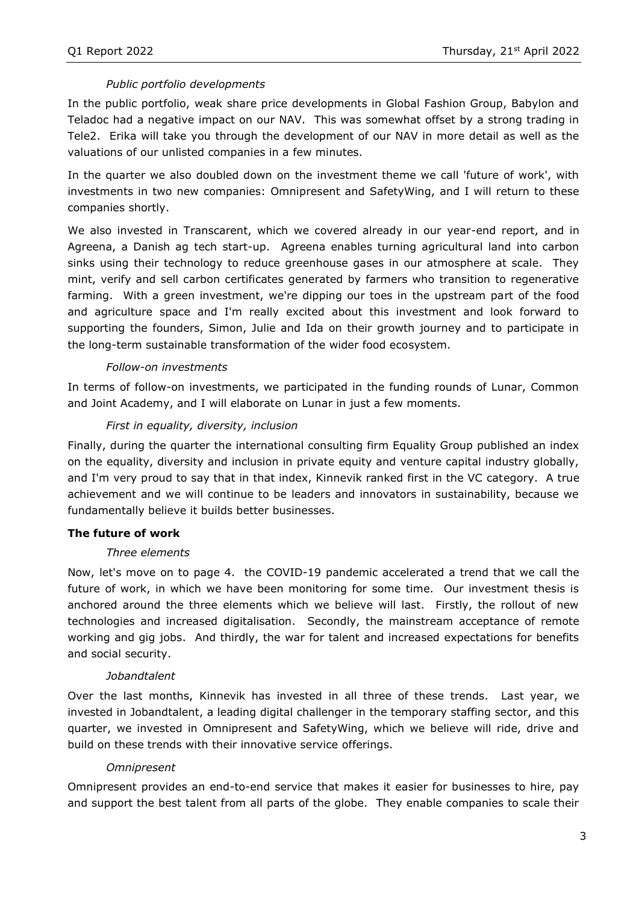*Public portfolio developments*

In the public portfolio, weak share price developments in Global Fashion Group, Babylon and Teladoc had a negative impact on our NAV. This was somewhat offset by a strong trading in Tele2. Erika will take you through the development of our NAV in more detail as well as the valuations of our unlisted companies in a few minutes.

In the quarter we also doubled down on the investment theme we call 'future of work', with investments in two new companies: Omnipresent and SafetyWing, and I will return to these companies shortly.

We also invested in Transcarent, which we covered already in our year-end report, and in Agreena, a Danish ag tech start-up. Agreena enables turning agricultural land into carbon sinks using their technology to reduce greenhouse gases in our atmosphere at scale. They mint, verify and sell carbon certificates generated by farmers who transition to regenerative farming. With a green investment, we're dipping our toes in the upstream part of the food and agriculture space and I'm really excited about this investment and look forward to supporting the founders, Simon, Julie and Ida on their growth journey and to participate in the long-term sustainable transformation of the wider food ecosystem.

*Follow-on investments*

In terms of follow-on investments, we participated in the funding rounds of Lunar, Common and Joint Academy, and I will elaborate on Lunar in just a few moments.

*First in equality, diversity, inclusion*

Finally, during the quarter the international consulting firm Equality Group published an index on the equality, diversity and inclusion in private equity and venture capital industry globally, and I'm very proud to say that in that index, Kinnevik ranked first in the VC category. A true achievement and we will continue to be leaders and innovators in sustainability, because we fundamentally believe it builds better businesses.

**The future of work**

*Three elements*

Now, let's move on to page 4. the COVID-19 pandemic accelerated a trend that we call the future of work, in which we have been monitoring for some time. Our investment thesis is anchored around the three elements which we believe will last. Firstly, the rollout of new technologies and increased digitalisation. Secondly, the mainstream acceptance of remote working and gig jobs. And thirdly, the war for talent and increased expectations for benefits and social security.

*Jobandtalent*

Over the last months, Kinnevik has invested in all three of these trends. Last year, we invested in Jobandtalent, a leading digital challenger in the temporary staffing sector, and this quarter, we invested in Omnipresent and SafetyWing, which we believe will ride, drive and build on these trends with their innovative service offerings.

*Omnipresent*

Omnipresent provides an end-to-end service that makes it easier for businesses to hire, pay and support the best talent from all parts of the globe. They enable companies to scale their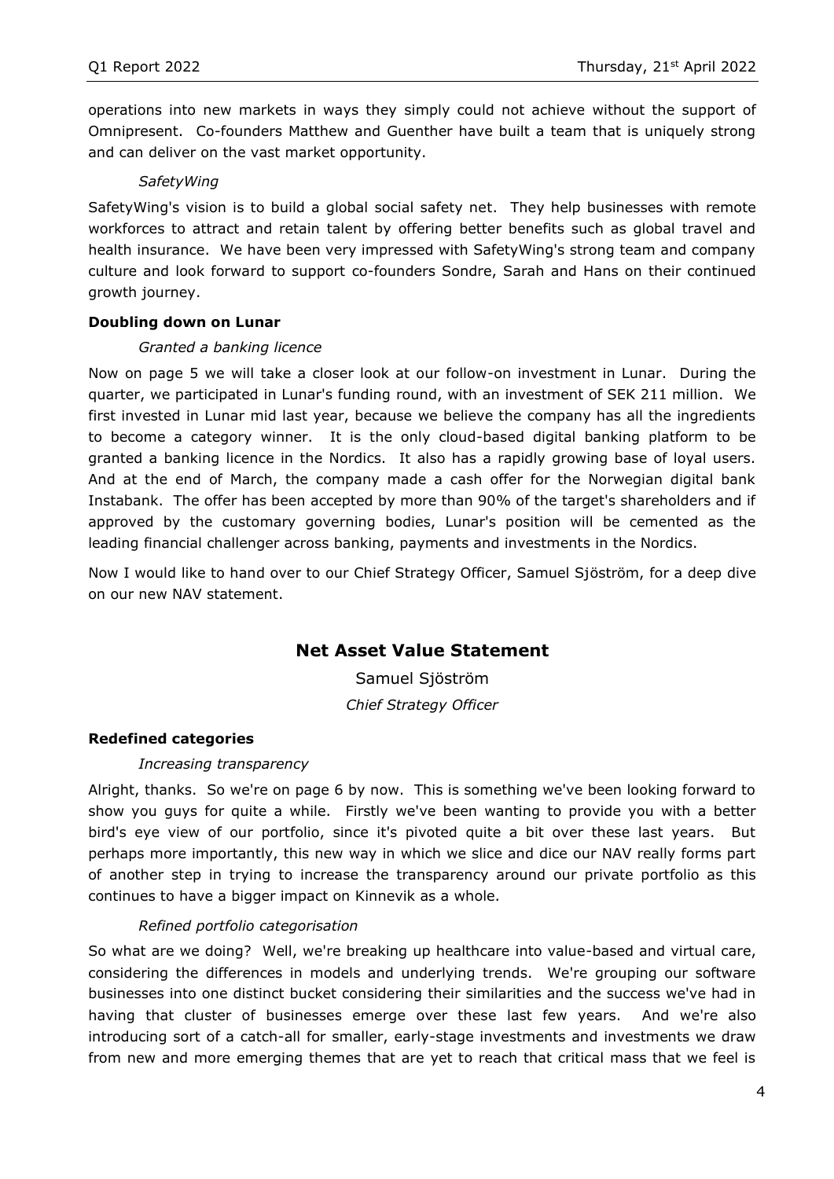operations into new markets in ways they simply could not achieve without the support of Omnipresent. Co-founders Matthew and Guenther have built a team that is uniquely strong and can deliver on the vast market opportunity.

*SafetyWing*

SafetyWing's vision is to build a global social safety net. They help businesses with remote workforces to attract and retain talent by offering better benefits such as global travel and health insurance. We have been very impressed with SafetyWing's strong team and company culture and look forward to support co-founders Sondre, Sarah and Hans on their continued growth journey.

**Doubling down on Lunar**

*Granted a banking licence*

Now on page 5 we will take a closer look at our follow-on investment in Lunar. During the quarter, we participated in Lunar's funding round, with an investment of SEK 211 million. We first invested in Lunar mid last year, because we believe the company has all the ingredients to become a category winner. It is the only cloud-based digital banking platform to be granted a banking licence in the Nordics. It also has a rapidly growing base of loyal users. And at the end of March, the company made a cash offer for the Norwegian digital bank Instabank. The offer has been accepted by more than 90% of the target's shareholders and if approved by the customary governing bodies, Lunar's position will be cemented as the leading financial challenger across banking, payments and investments in the Nordics.

Now I would like to hand over to our Chief Strategy Officer, Samuel Sjöström, for a deep dive on our new NAV statement.

## Net Asset Value Statement

Samuel Sjöström

*Chief Strategy Officer*

**Redefined categories**

*Increasing transparency*

Alright, thanks. So we're on page 6 by now. This is something we've been looking forward to show you guys for quite a while. Firstly we've been wanting to provide you with a better bird's eye view of our portfolio, since it's pivoted quite a bit over these last years. But perhaps more importantly, this new way in which we slice and dice our NAV really forms part of another step in trying to increase the transparency around our private portfolio as this continues to have a bigger impact on Kinnevik as a whole.

*Refined portfolio categorisation*

So what are we doing? Well, we're breaking up healthcare into value-based and virtual care, considering the differences in models and underlying trends. We're grouping our software businesses into one distinct bucket considering their similarities and the success we've had in having that cluster of businesses emerge over these last few years. And we're also introducing sort of a catch-all for smaller, early-stage investments and investments we draw from new and more emerging themes that are yet to reach that critical mass that we feel is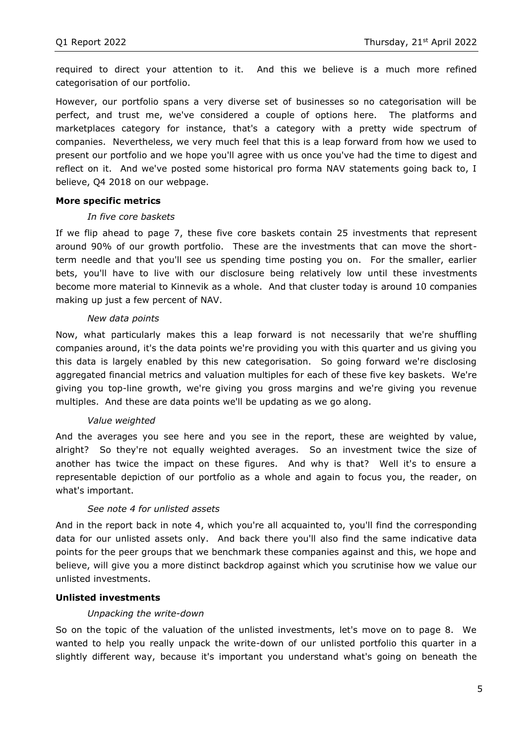required to direct your attention to it. And this we believe is a much more refined categorisation of our portfolio.

However, our portfolio spans a very diverse set of businesses so no categorisation will be perfect, and trust me, we've considered a couple of options here. The platforms and marketplaces category for instance, that's a category with a pretty wide spectrum of companies. Nevertheless, we very much feel that this is a leap forward from how we used to present our portfolio and we hope you'll agree with us once you've had the time to digest and reflect on it. And we've posted some historical pro forma NAV statements going back to, I believe, Q4 2018 on our webpage.

**More specific metrics**

*In five core baskets*

If we flip ahead to page 7, these five core baskets contain 25 investments that represent around 90% of our growth portfolio. These are the investments that can move the short-term needle and that you'll see us spending time posting you on. For the smaller, earlier bets, you'll have to live with our disclosure being relatively low until these investments become more material to Kinnevik as a whole. And that cluster today is around 10 companies making up just a few percent of NAV.

*New data points*

Now, what particularly makes this a leap forward is not necessarily that we're shuffling companies around, it's the data points we're providing you with this quarter and us giving you this data is largely enabled by this new categorisation. So going forward we're disclosing aggregated financial metrics and valuation multiples for each of these five key baskets. We're giving you top-line growth, we're giving you gross margins and we're giving you revenue multiples. And these are data points we'll be updating as we go along.

*Value weighted*

And the averages you see here and you see in the report, these are weighted by value, alright? So they're not equally weighted averages. So an investment twice the size of another has twice the impact on these figures. And why is that? Well it's to ensure a representable depiction of our portfolio as a whole and again to focus you, the reader, on what's important.

*See note 4 for unlisted assets*

And in the report back in note 4, which you're all acquainted to, you'll find the corresponding data for our unlisted assets only. And back there you'll also find the same indicative data points for the peer groups that we benchmark these companies against and this, we hope and believe, will give you a more distinct backdrop against which you scrutinise how we value our unlisted investments.

**Unlisted investments**

*Unpacking the write-down*

So on the topic of the valuation of the unlisted investments, let's move on to page 8. We wanted to help you really unpack the write-down of our unlisted portfolio this quarter in a slightly different way, because it's important you understand what's going on beneath the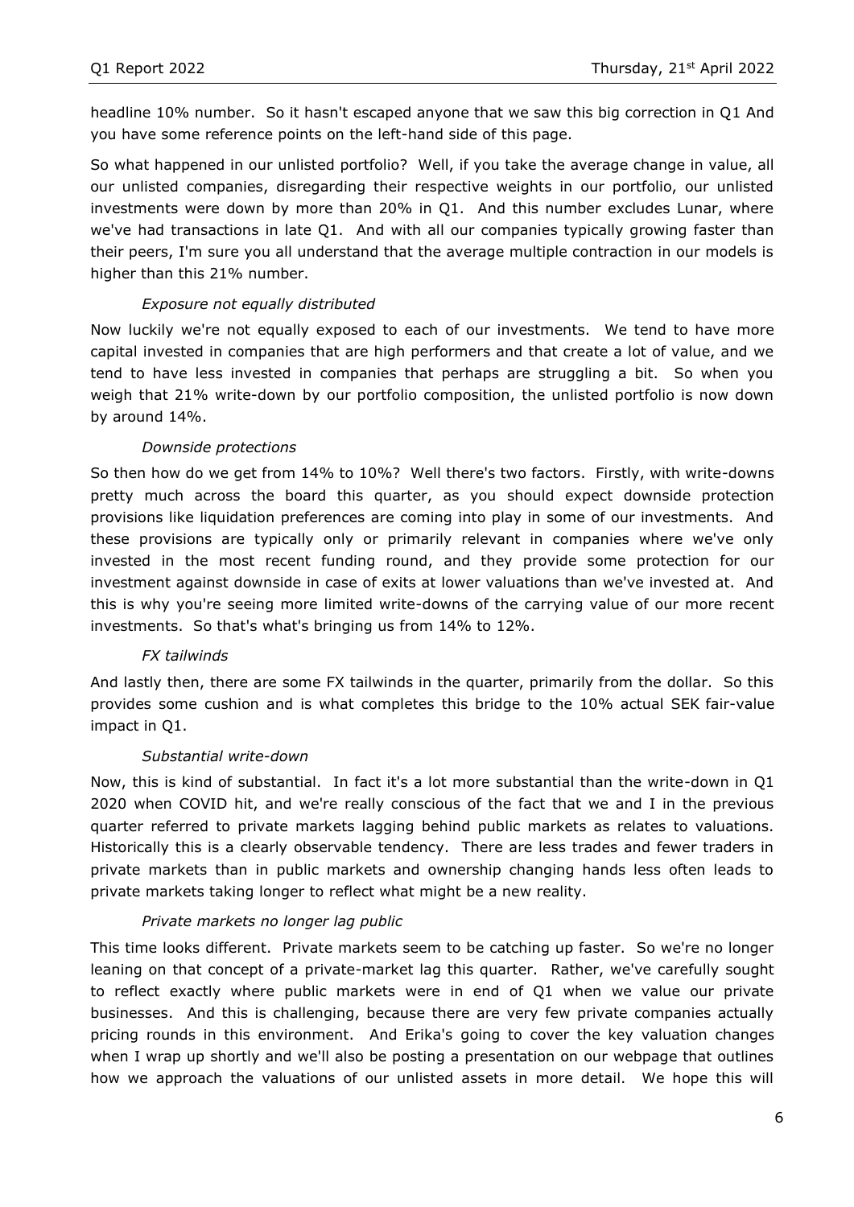headline 10% number. So it hasn't escaped anyone that we saw this big correction in Q1 And you have some reference points on the left-hand side of this page.

So what happened in our unlisted portfolio? Well, if you take the average change in value, all our unlisted companies, disregarding their respective weights in our portfolio, our unlisted investments were down by more than 20% in Q1. And this number excludes Lunar, where we've had transactions in late Q1. And with all our companies typically growing faster than their peers, I'm sure you all understand that the average multiple contraction in our models is higher than this 21% number.

*Exposure not equally distributed*

Now luckily we're not equally exposed to each of our investments. We tend to have more capital invested in companies that are high performers and that create a lot of value, and we tend to have less invested in companies that perhaps are struggling a bit. So when you weigh that 21% write-down by our portfolio composition, the unlisted portfolio is now down by around 14%.

*Downside protections*

So then how do we get from 14% to 10%? Well there's two factors. Firstly, with write-downs pretty much across the board this quarter, as you should expect downside protection provisions like liquidation preferences are coming into play in some of our investments. And these provisions are typically only or primarily relevant in companies where we've only invested in the most recent funding round, and they provide some protection for our investment against downside in case of exits at lower valuations than we've invested at. And this is why you're seeing more limited write-downs of the carrying value of our more recent investments. So that's what's bringing us from 14% to 12%.

*FX tailwinds*

And lastly then, there are some FX tailwinds in the quarter, primarily from the dollar. So this provides some cushion and is what completes this bridge to the 10% actual SEK fair-value impact in Q1.

*Substantial write-down*

Now, this is kind of substantial. In fact it's a lot more substantial than the write-down in Q1 2020 when COVID hit, and we're really conscious of the fact that we and I in the previous quarter referred to private markets lagging behind public markets as relates to valuations. Historically this is a clearly observable tendency. There are less trades and fewer traders in private markets than in public markets and ownership changing hands less often leads to private markets taking longer to reflect what might be a new reality.

*Private markets no longer lag public*

This time looks different. Private markets seem to be catching up faster. So we're no longer leaning on that concept of a private-market lag this quarter. Rather, we've carefully sought to reflect exactly where public markets were in end of Q1 when we value our private businesses. And this is challenging, because there are very few private companies actually pricing rounds in this environment. And Erika's going to cover the key valuation changes when I wrap up shortly and we'll also be posting a presentation on our webpage that outlines how we approach the valuations of our unlisted assets in more detail. We hope this will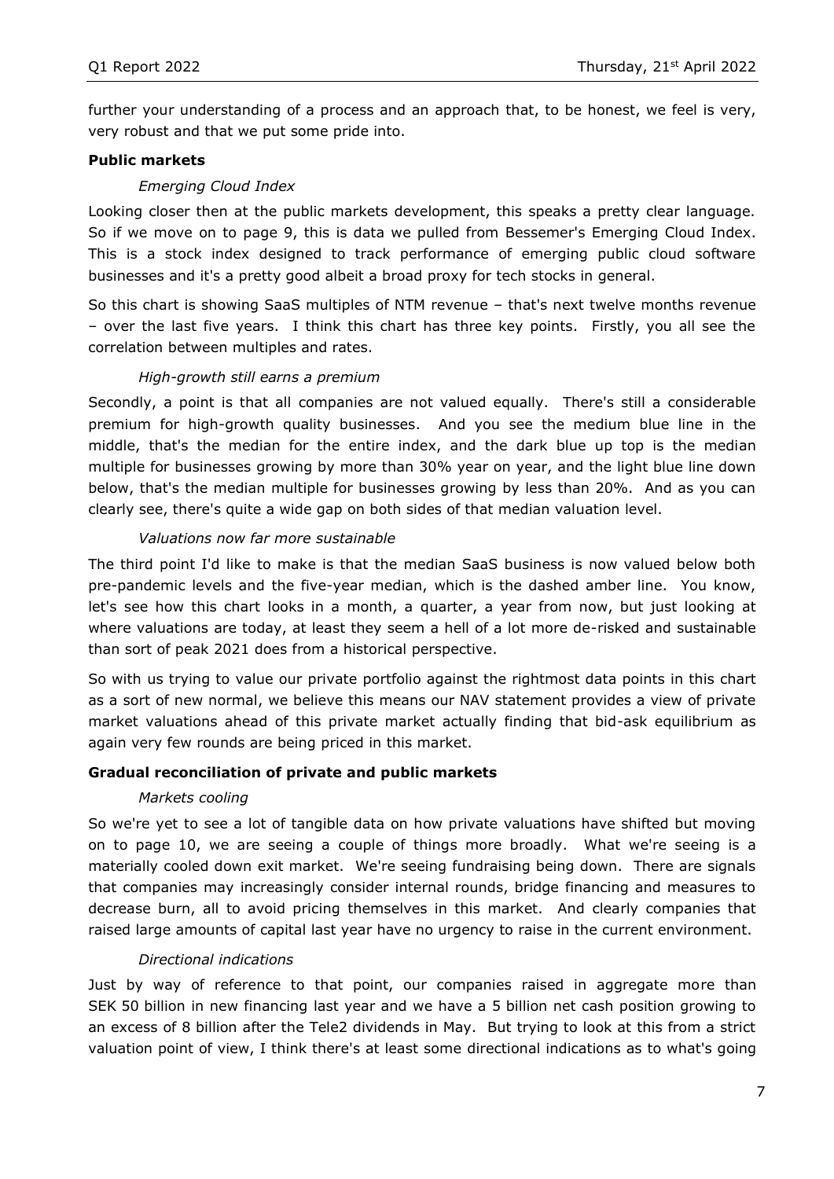further your understanding of a process and an approach that, to be honest, we feel is very, very robust and that we put some pride into.

**Public markets**

*Emerging Cloud Index*

Looking closer then at the public markets development, this speaks a pretty clear language. So if we move on to page 9, this is data we pulled from Bessemer's Emerging Cloud Index. This is a stock index designed to track performance of emerging public cloud software businesses and it's a pretty good albeit a broad proxy for tech stocks in general.

So this chart is showing SaaS multiples of NTM revenue – that's next twelve months revenue – over the last five years. I think this chart has three key points. Firstly, you all see the correlation between multiples and rates.

*High-growth still earns a premium*

Secondly, a point is that all companies are not valued equally. There's still a considerable premium for high-growth quality businesses. And you see the medium blue line in the middle, that's the median for the entire index, and the dark blue up top is the median multiple for businesses growing by more than 30% year on year, and the light blue line down below, that's the median multiple for businesses growing by less than 20%. And as you can clearly see, there's quite a wide gap on both sides of that median valuation level.

*Valuations now far more sustainable*

The third point I'd like to make is that the median SaaS business is now valued below both pre-pandemic levels and the five-year median, which is the dashed amber line. You know, let's see how this chart looks in a month, a quarter, a year from now, but just looking at where valuations are today, at least they seem a hell of a lot more de-risked and sustainable than sort of peak 2021 does from a historical perspective.

So with us trying to value our private portfolio against the rightmost data points in this chart as a sort of new normal, we believe this means our NAV statement provides a view of private market valuations ahead of this private market actually finding that bid-ask equilibrium as again very few rounds are being priced in this market.

**Gradual reconciliation of private and public markets**

*Markets cooling*

So we're yet to see a lot of tangible data on how private valuations have shifted but moving on to page 10, we are seeing a couple of things more broadly. What we're seeing is a materially cooled down exit market. We're seeing fundraising being down. There are signals that companies may increasingly consider internal rounds, bridge financing and measures to decrease burn, all to avoid pricing themselves in this market. And clearly companies that raised large amounts of capital last year have no urgency to raise in the current environment.

*Directional indications*

Just by way of reference to that point, our companies raised in aggregate more than SEK 50 billion in new financing last year and we have a 5 billion net cash position growing to an excess of 8 billion after the Tele2 dividends in May. But trying to look at this from a strict valuation point of view, I think there's at least some directional indications as to what's going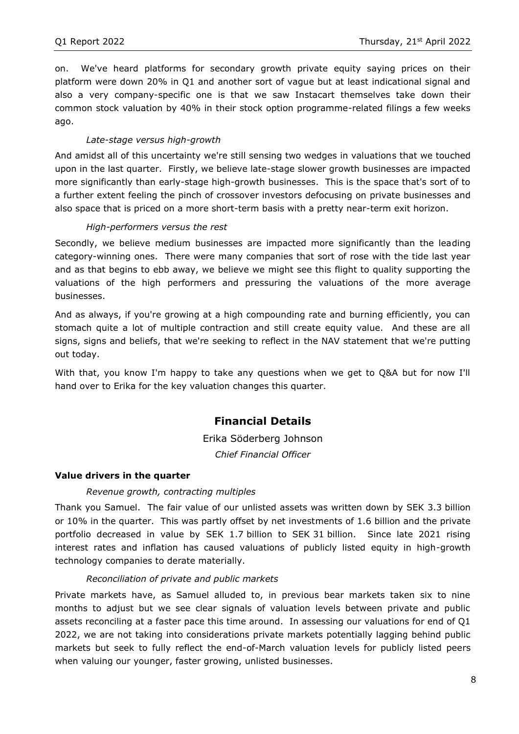on. We've heard platforms for secondary growth private equity saying prices on their platform were down 20% in Q1 and another sort of vague but at least indicational signal and also a very company-specific one is that we saw Instacart themselves take down their common stock valuation by 40% in their stock option programme-related filings a few weeks ago.

*Late-stage versus high-growth*

And amidst all of this uncertainty we're still sensing two wedges in valuations that we touched upon in the last quarter. Firstly, we believe late-stage slower growth businesses are impacted more significantly than early-stage high-growth businesses. This is the space that's sort of to a further extent feeling the pinch of crossover investors defocusing on private businesses and also space that is priced on a more short-term basis with a pretty near-term exit horizon.

*High-performers versus the rest*

Secondly, we believe medium businesses are impacted more significantly than the leading category-winning ones. There were many companies that sort of rose with the tide last year and as that begins to ebb away, we believe we might see this flight to quality supporting the valuations of the high performers and pressuring the valuations of the more average businesses.

And as always, if you're growing at a high compounding rate and burning efficiently, you can stomach quite a lot of multiple contraction and still create equity value. And these are all signs, signs and beliefs, that we're seeking to reflect in the NAV statement that we're putting out today.

With that, you know I'm happy to take any questions when we get to Q&A but for now I'll hand over to Erika for the key valuation changes this quarter.

## Financial Details

Erika Söderberg Johnson

*Chief Financial Officer*

**Value drivers in the quarter**

*Revenue growth, contracting multiples*

Thank you Samuel. The fair value of our unlisted assets was written down by SEK 3.3 billion or 10% in the quarter. This was partly offset by net investments of 1.6 billion and the private portfolio decreased in value by SEK 1.7 billion to SEK 31 billion. Since late 2021 rising interest rates and inflation has caused valuations of publicly listed equity in high-growth technology companies to derate materially.

*Reconciliation of private and public markets*

Private markets have, as Samuel alluded to, in previous bear markets taken six to nine months to adjust but we see clear signals of valuation levels between private and public assets reconciling at a faster pace this time around. In assessing our valuations for end of Q1 2022, we are not taking into considerations private markets potentially lagging behind public markets but seek to fully reflect the end-of-March valuation levels for publicly listed peers when valuing our younger, faster growing, unlisted businesses.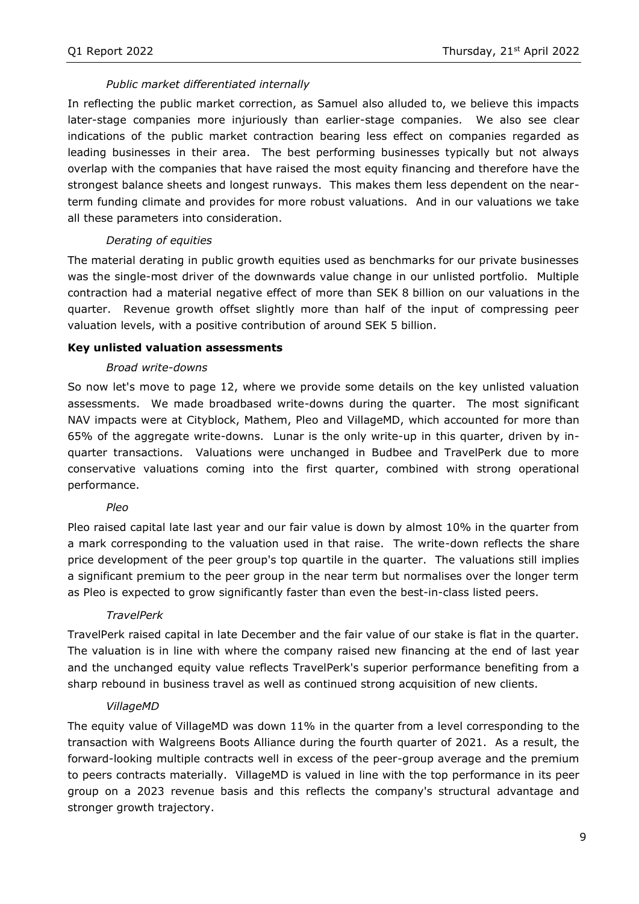*Public market differentiated internally*

In reflecting the public market correction, as Samuel also alluded to, we believe this impacts later-stage companies more injuriously than earlier-stage companies. We also see clear indications of the public market contraction bearing less effect on companies regarded as leading businesses in their area. The best performing businesses typically but not always overlap with the companies that have raised the most equity financing and therefore have the strongest balance sheets and longest runways. This makes them less dependent on the near-term funding climate and provides for more robust valuations. And in our valuations we take all these parameters into consideration.

*Derating of equities*

The material derating in public growth equities used as benchmarks for our private businesses was the single-most driver of the downwards value change in our unlisted portfolio. Multiple contraction had a material negative effect of more than SEK 8 billion on our valuations in the quarter. Revenue growth offset slightly more than half of the input of compressing peer valuation levels, with a positive contribution of around SEK 5 billion.

**Key unlisted valuation assessments**

*Broad write-downs*

So now let's move to page 12, where we provide some details on the key unlisted valuation assessments. We made broadbased write-downs during the quarter. The most significant NAV impacts were at Cityblock, Mathem, Pleo and VillageMD, which accounted for more than 65% of the aggregate write-downs. Lunar is the only write-up in this quarter, driven by in-quarter transactions. Valuations were unchanged in Budbee and TravelPerk due to more conservative valuations coming into the first quarter, combined with strong operational performance.

*Pleo*

Pleo raised capital late last year and our fair value is down by almost 10% in the quarter from a mark corresponding to the valuation used in that raise. The write-down reflects the share price development of the peer group's top quartile in the quarter. The valuations still implies a significant premium to the peer group in the near term but normalises over the longer term as Pleo is expected to grow significantly faster than even the best-in-class listed peers.

*TravelPerk*

TravelPerk raised capital in late December and the fair value of our stake is flat in the quarter. The valuation is in line with where the company raised new financing at the end of last year and the unchanged equity value reflects TravelPerk's superior performance benefiting from a sharp rebound in business travel as well as continued strong acquisition of new clients.

*VillageMD*

The equity value of VillageMD was down 11% in the quarter from a level corresponding to the transaction with Walgreens Boots Alliance during the fourth quarter of 2021. As a result, the forward-looking multiple contracts well in excess of the peer-group average and the premium to peers contracts materially. VillageMD is valued in line with the top performance in its peer group on a 2023 revenue basis and this reflects the company's structural advantage and stronger growth trajectory.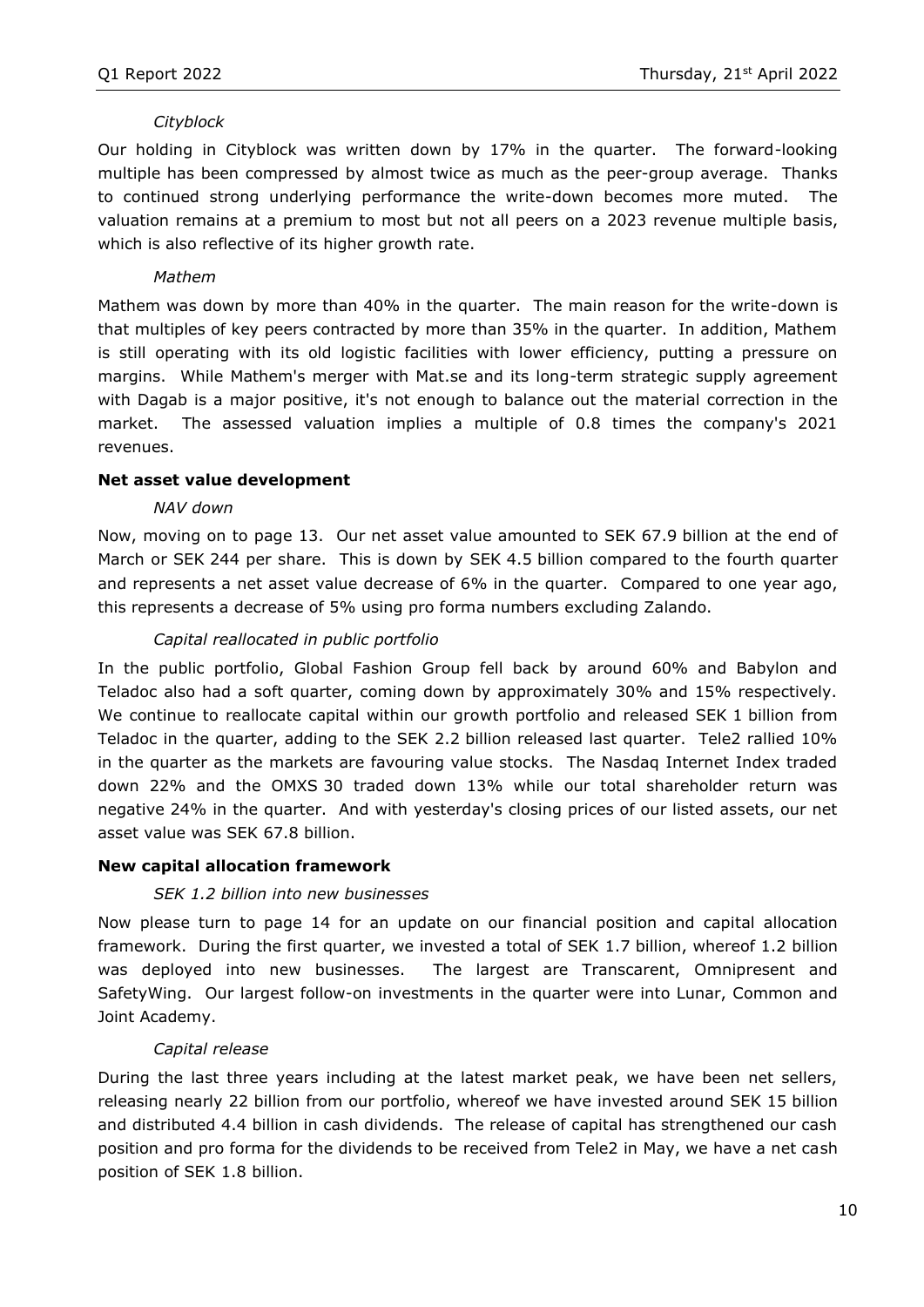*Cityblock*

Our holding in Cityblock was written down by 17% in the quarter. The forward-looking multiple has been compressed by almost twice as much as the peer-group average. Thanks to continued strong underlying performance the write-down becomes more muted. The valuation remains at a premium to most but not all peers on a 2023 revenue multiple basis, which is also reflective of its higher growth rate.

*Mathem*

Mathem was down by more than 40% in the quarter. The main reason for the write-down is that multiples of key peers contracted by more than 35% in the quarter. In addition, Mathem is still operating with its old logistic facilities with lower efficiency, putting a pressure on margins. While Mathem's merger with Mat.se and its long-term strategic supply agreement with Dagab is a major positive, it's not enough to balance out the material correction in the market. The assessed valuation implies a multiple of 0.8 times the company's 2021 revenues.

**Net asset value development**

*NAV down*

Now, moving on to page 13. Our net asset value amounted to SEK 67.9 billion at the end of March or SEK 244 per share. This is down by SEK 4.5 billion compared to the fourth quarter and represents a net asset value decrease of 6% in the quarter. Compared to one year ago, this represents a decrease of 5% using pro forma numbers excluding Zalando.

*Capital reallocated in public portfolio*

In the public portfolio, Global Fashion Group fell back by around 60% and Babylon and Teladoc also had a soft quarter, coming down by approximately 30% and 15% respectively. We continue to reallocate capital within our growth portfolio and released SEK 1 billion from Teladoc in the quarter, adding to the SEK 2.2 billion released last quarter. Tele2 rallied 10% in the quarter as the markets are favouring value stocks. The Nasdaq Internet Index traded down 22% and the OMXS 30 traded down 13% while our total shareholder return was negative 24% in the quarter. And with yesterday's closing prices of our listed assets, our net asset value was SEK 67.8 billion.

**New capital allocation framework**

*SEK 1.2 billion into new businesses*

Now please turn to page 14 for an update on our financial position and capital allocation framework. During the first quarter, we invested a total of SEK 1.7 billion, whereof 1.2 billion was deployed into new businesses. The largest are Transcarent, Omnipresent and SafetyWing. Our largest follow-on investments in the quarter were into Lunar, Common and Joint Academy.

*Capital release*

During the last three years including at the latest market peak, we have been net sellers, releasing nearly 22 billion from our portfolio, whereof we have invested around SEK 15 billion and distributed 4.4 billion in cash dividends. The release of capital has strengthened our cash position and pro forma for the dividends to be received from Tele2 in May, we have a net cash position of SEK 1.8 billion.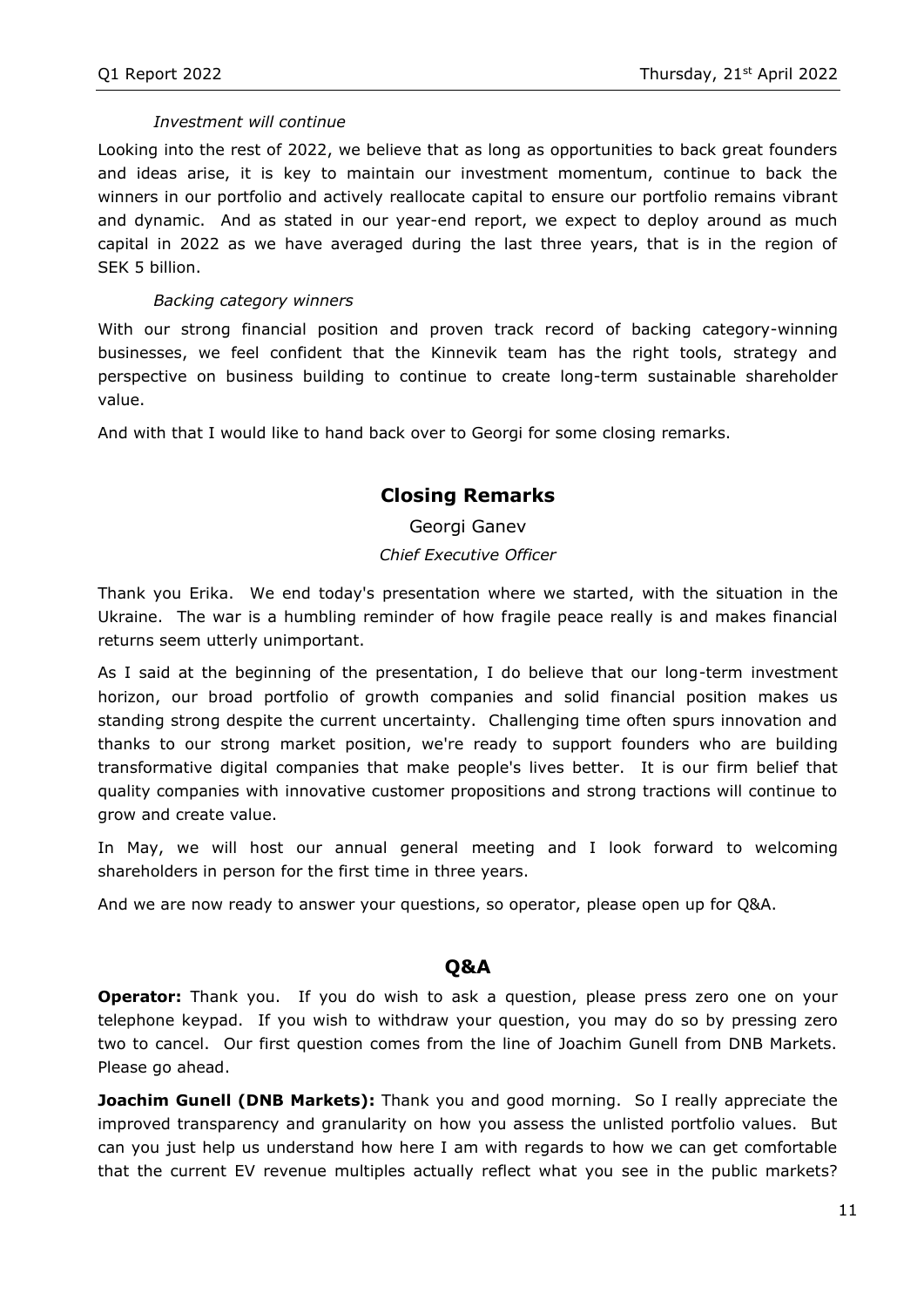*Investment will continue*

Looking into the rest of 2022, we believe that as long as opportunities to back great founders and ideas arise, it is key to maintain our investment momentum, continue to back the winners in our portfolio and actively reallocate capital to ensure our portfolio remains vibrant and dynamic. And as stated in our year-end report, we expect to deploy around as much capital in 2022 as we have averaged during the last three years, that is in the region of SEK 5 billion.

*Backing category winners*

With our strong financial position and proven track record of backing category-winning businesses, we feel confident that the Kinnevik team has the right tools, strategy and perspective on business building to continue to create long-term sustainable shareholder value.

And with that I would like to hand back over to Georgi for some closing remarks.

## Closing Remarks

Georgi Ganev

*Chief Executive Officer*

Thank you Erika. We end today's presentation where we started, with the situation in the Ukraine. The war is a humbling reminder of how fragile peace really is and makes financial returns seem utterly unimportant.

As I said at the beginning of the presentation, I do believe that our long-term investment horizon, our broad portfolio of growth companies and solid financial position makes us standing strong despite the current uncertainty. Challenging time often spurs innovation and thanks to our strong market position, we're ready to support founders who are building transformative digital companies that make people's lives better. It is our firm belief that quality companies with innovative customer propositions and strong tractions will continue to grow and create value.

In May, we will host our annual general meeting and I look forward to welcoming shareholders in person for the first time in three years.

And we are now ready to answer your questions, so operator, please open up for Q&A.

## Q&A

**Operator:** Thank you. If you do wish to ask a question, please press zero one on your telephone keypad. If you wish to withdraw your question, you may do so by pressing zero two to cancel. Our first question comes from the line of Joachim Gunell from DNB Markets. Please go ahead.

**Joachim Gunell (DNB Markets):** Thank you and good morning. So I really appreciate the improved transparency and granularity on how you assess the unlisted portfolio values. But can you just help us understand how here I am with regards to how we can get comfortable that the current EV revenue multiples actually reflect what you see in the public markets?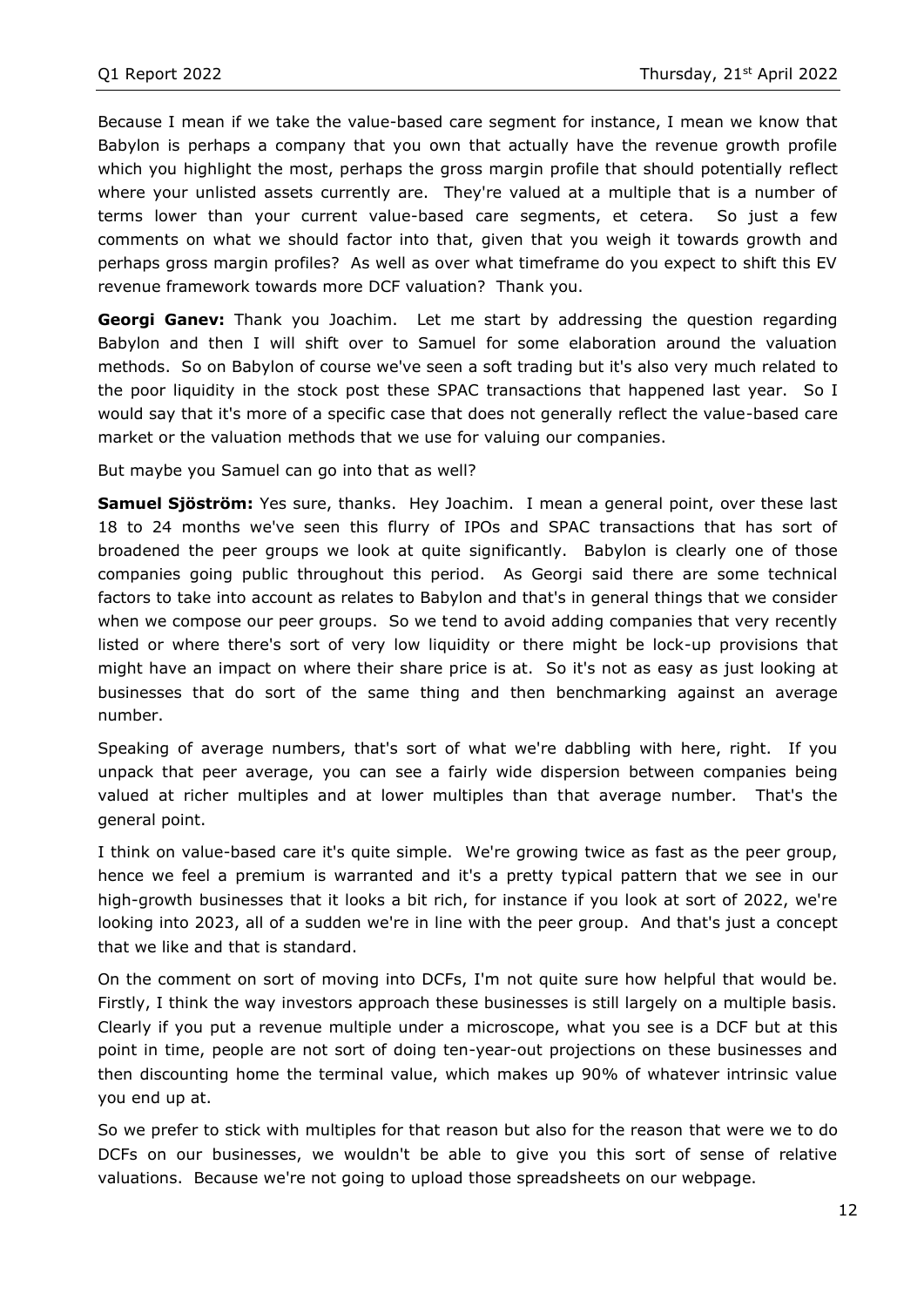Because I mean if we take the value-based care segment for instance, I mean we know that Babylon is perhaps a company that you own that actually have the revenue growth profile which you highlight the most, perhaps the gross margin profile that should potentially reflect where your unlisted assets currently are. They're valued at a multiple that is a number of terms lower than your current value-based care segments, et cetera. So just a few comments on what we should factor into that, given that you weigh it towards growth and perhaps gross margin profiles? As well as over what timeframe do you expect to shift this EV revenue framework towards more DCF valuation? Thank you.

**Georgi Ganev:** Thank you Joachim. Let me start by addressing the question regarding Babylon and then I will shift over to Samuel for some elaboration around the valuation methods. So on Babylon of course we've seen a soft trading but it's also very much related to the poor liquidity in the stock post these SPAC transactions that happened last year. So I would say that it's more of a specific case that does not generally reflect the value-based care market or the valuation methods that we use for valuing our companies.

But maybe you Samuel can go into that as well?

**Samuel Sjöström:** Yes sure, thanks. Hey Joachim. I mean a general point, over these last 18 to 24 months we've seen this flurry of IPOs and SPAC transactions that has sort of broadened the peer groups we look at quite significantly. Babylon is clearly one of those companies going public throughout this period. As Georgi said there are some technical factors to take into account as relates to Babylon and that's in general things that we consider when we compose our peer groups. So we tend to avoid adding companies that very recently listed or where there's sort of very low liquidity or there might be lock-up provisions that might have an impact on where their share price is at. So it's not as easy as just looking at businesses that do sort of the same thing and then benchmarking against an average number.

Speaking of average numbers, that's sort of what we're dabbling with here, right. If you unpack that peer average, you can see a fairly wide dispersion between companies being valued at richer multiples and at lower multiples than that average number. That's the general point.

I think on value-based care it's quite simple. We're growing twice as fast as the peer group, hence we feel a premium is warranted and it's a pretty typical pattern that we see in our high-growth businesses that it looks a bit rich, for instance if you look at sort of 2022, we're looking into 2023, all of a sudden we're in line with the peer group. And that's just a concept that we like and that is standard.

On the comment on sort of moving into DCFs, I'm not quite sure how helpful that would be. Firstly, I think the way investors approach these businesses is still largely on a multiple basis. Clearly if you put a revenue multiple under a microscope, what you see is a DCF but at this point in time, people are not sort of doing ten-year-out projections on these businesses and then discounting home the terminal value, which makes up 90% of whatever intrinsic value you end up at.

So we prefer to stick with multiples for that reason but also for the reason that were we to do DCFs on our businesses, we wouldn't be able to give you this sort of sense of relative valuations. Because we're not going to upload those spreadsheets on our webpage.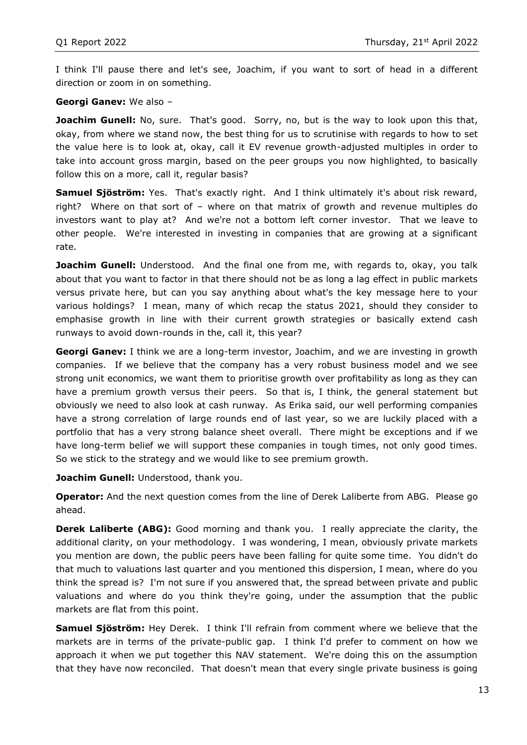I think I'll pause there and let's see, Joachim, if you want to sort of head in a different direction or zoom in on something.

**Georgi Ganev:** We also –

**Joachim Gunell:** No, sure. That's good. Sorry, no, but is the way to look upon this that, okay, from where we stand now, the best thing for us to scrutinise with regards to how to set the value here is to look at, okay, call it EV revenue growth-adjusted multiples in order to take into account gross margin, based on the peer groups you now highlighted, to basically follow this on a more, call it, regular basis?

**Samuel Sjöström:** Yes. That's exactly right. And I think ultimately it's about risk reward, right? Where on that sort of – where on that matrix of growth and revenue multiples do investors want to play at? And we're not a bottom left corner investor. That we leave to other people. We're interested in investing in companies that are growing at a significant rate.

**Joachim Gunell:** Understood. And the final one from me, with regards to, okay, you talk about that you want to factor in that there should not be as long a lag effect in public markets versus private here, but can you say anything about what's the key message here to your various holdings? I mean, many of which recap the status 2021, should they consider to emphasise growth in line with their current growth strategies or basically extend cash runways to avoid down-rounds in the, call it, this year?

**Georgi Ganev:** I think we are a long-term investor, Joachim, and we are investing in growth companies. If we believe that the company has a very robust business model and we see strong unit economics, we want them to prioritise growth over profitability as long as they can have a premium growth versus their peers. So that is, I think, the general statement but obviously we need to also look at cash runway. As Erika said, our well performing companies have a strong correlation of large rounds end of last year, so we are luckily placed with a portfolio that has a very strong balance sheet overall. There might be exceptions and if we have long-term belief we will support these companies in tough times, not only good times. So we stick to the strategy and we would like to see premium growth.

**Joachim Gunell:** Understood, thank you.

**Operator:** And the next question comes from the line of Derek Laliberte from ABG. Please go ahead.

**Derek Laliberte (ABG):** Good morning and thank you. I really appreciate the clarity, the additional clarity, on your methodology. I was wondering, I mean, obviously private markets you mention are down, the public peers have been falling for quite some time. You didn't do that much to valuations last quarter and you mentioned this dispersion, I mean, where do you think the spread is? I'm not sure if you answered that, the spread between private and public valuations and where do you think they're going, under the assumption that the public markets are flat from this point.

**Samuel Sjöström:** Hey Derek. I think I'll refrain from comment where we believe that the markets are in terms of the private-public gap. I think I'd prefer to comment on how we approach it when we put together this NAV statement. We're doing this on the assumption that they have now reconciled. That doesn't mean that every single private business is going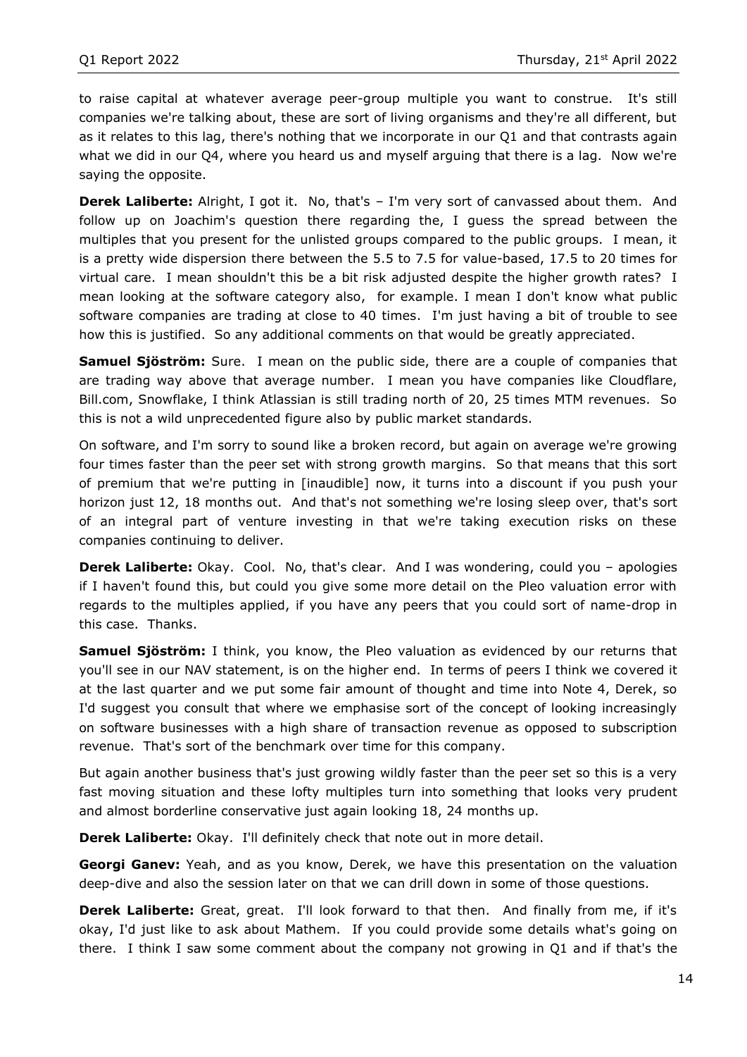to raise capital at whatever average peer-group multiple you want to construe. It's still companies we're talking about, these are sort of living organisms and they're all different, but as it relates to this lag, there's nothing that we incorporate in our Q1 and that contrasts again what we did in our Q4, where you heard us and myself arguing that there is a lag. Now we're saying the opposite.

**Derek Laliberte:** Alright, I got it. No, that's – I'm very sort of canvassed about them. And follow up on Joachim's question there regarding the, I guess the spread between the multiples that you present for the unlisted groups compared to the public groups. I mean, it is a pretty wide dispersion there between the 5.5 to 7.5 for value-based, 17.5 to 20 times for virtual care. I mean shouldn't this be a bit risk adjusted despite the higher growth rates? I mean looking at the software category also, for example. I mean I don't know what public software companies are trading at close to 40 times. I'm just having a bit of trouble to see how this is justified. So any additional comments on that would be greatly appreciated.

**Samuel Sjöström:** Sure. I mean on the public side, there are a couple of companies that are trading way above that average number. I mean you have companies like Cloudflare, Bill.com, Snowflake, I think Atlassian is still trading north of 20, 25 times MTM revenues. So this is not a wild unprecedented figure also by public market standards.

On software, and I'm sorry to sound like a broken record, but again on average we're growing four times faster than the peer set with strong growth margins. So that means that this sort of premium that we're putting in [inaudible] now, it turns into a discount if you push your horizon just 12, 18 months out. And that's not something we're losing sleep over, that's sort of an integral part of venture investing in that we're taking execution risks on these companies continuing to deliver.

**Derek Laliberte:** Okay. Cool. No, that's clear. And I was wondering, could you – apologies if I haven't found this, but could you give some more detail on the Pleo valuation error with regards to the multiples applied, if you have any peers that you could sort of name-drop in this case. Thanks.

**Samuel Sjöström:** I think, you know, the Pleo valuation as evidenced by our returns that you'll see in our NAV statement, is on the higher end. In terms of peers I think we covered it at the last quarter and we put some fair amount of thought and time into Note 4, Derek, so I'd suggest you consult that where we emphasise sort of the concept of looking increasingly on software businesses with a high share of transaction revenue as opposed to subscription revenue. That's sort of the benchmark over time for this company.

But again another business that's just growing wildly faster than the peer set so this is a very fast moving situation and these lofty multiples turn into something that looks very prudent and almost borderline conservative just again looking 18, 24 months up.

**Derek Laliberte:** Okay. I'll definitely check that note out in more detail.

**Georgi Ganev:** Yeah, and as you know, Derek, we have this presentation on the valuation deep-dive and also the session later on that we can drill down in some of those questions.

**Derek Laliberte:** Great, great. I'll look forward to that then. And finally from me, if it's okay, I'd just like to ask about Mathem. If you could provide some details what's going on there. I think I saw some comment about the company not growing in Q1 and if that's the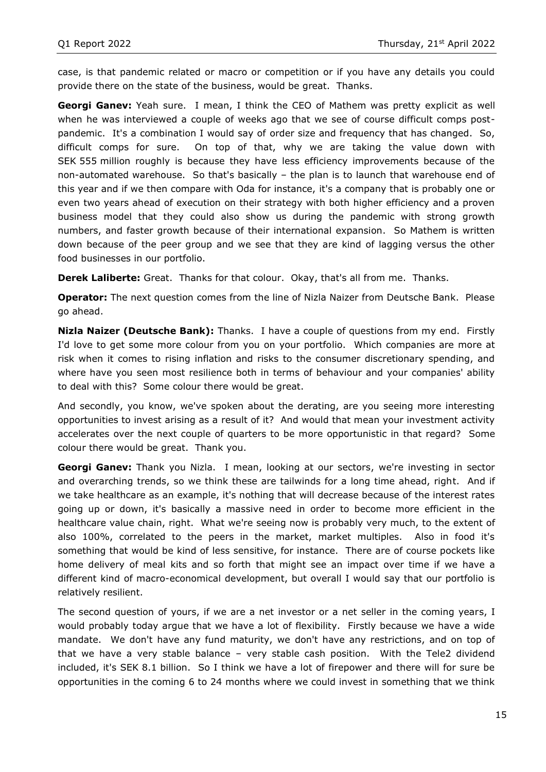case, is that pandemic related or macro or competition or if you have any details you could provide there on the state of the business, would be great. Thanks.

**Georgi Ganev:** Yeah sure. I mean, I think the CEO of Mathem was pretty explicit as well when he was interviewed a couple of weeks ago that we see of course difficult comps post-pandemic. It's a combination I would say of order size and frequency that has changed. So, difficult comps for sure. On top of that, why we are taking the value down with SEK 555 million roughly is because they have less efficiency improvements because of the non-automated warehouse. So that's basically – the plan is to launch that warehouse end of this year and if we then compare with Oda for instance, it's a company that is probably one or even two years ahead of execution on their strategy with both higher efficiency and a proven business model that they could also show us during the pandemic with strong growth numbers, and faster growth because of their international expansion. So Mathem is written down because of the peer group and we see that they are kind of lagging versus the other food businesses in our portfolio.

**Derek Laliberte:** Great. Thanks for that colour. Okay, that's all from me. Thanks.

**Operator:** The next question comes from the line of Nizla Naizer from Deutsche Bank. Please go ahead.

**Nizla Naizer (Deutsche Bank):** Thanks. I have a couple of questions from my end. Firstly I'd love to get some more colour from you on your portfolio. Which companies are more at risk when it comes to rising inflation and risks to the consumer discretionary spending, and where have you seen most resilience both in terms of behaviour and your companies' ability to deal with this? Some colour there would be great.

And secondly, you know, we've spoken about the derating, are you seeing more interesting opportunities to invest arising as a result of it? And would that mean your investment activity accelerates over the next couple of quarters to be more opportunistic in that regard? Some colour there would be great. Thank you.

**Georgi Ganev:** Thank you Nizla. I mean, looking at our sectors, we're investing in sector and overarching trends, so we think these are tailwinds for a long time ahead, right. And if we take healthcare as an example, it's nothing that will decrease because of the interest rates going up or down, it's basically a massive need in order to become more efficient in the healthcare value chain, right. What we're seeing now is probably very much, to the extent of also 100%, correlated to the peers in the market, market multiples. Also in food it's something that would be kind of less sensitive, for instance. There are of course pockets like home delivery of meal kits and so forth that might see an impact over time if we have a different kind of macro-economical development, but overall I would say that our portfolio is relatively resilient.

The second question of yours, if we are a net investor or a net seller in the coming years, I would probably today argue that we have a lot of flexibility. Firstly because we have a wide mandate. We don't have any fund maturity, we don't have any restrictions, and on top of that we have a very stable balance – very stable cash position. With the Tele2 dividend included, it's SEK 8.1 billion. So I think we have a lot of firepower and there will for sure be opportunities in the coming 6 to 24 months where we could invest in something that we think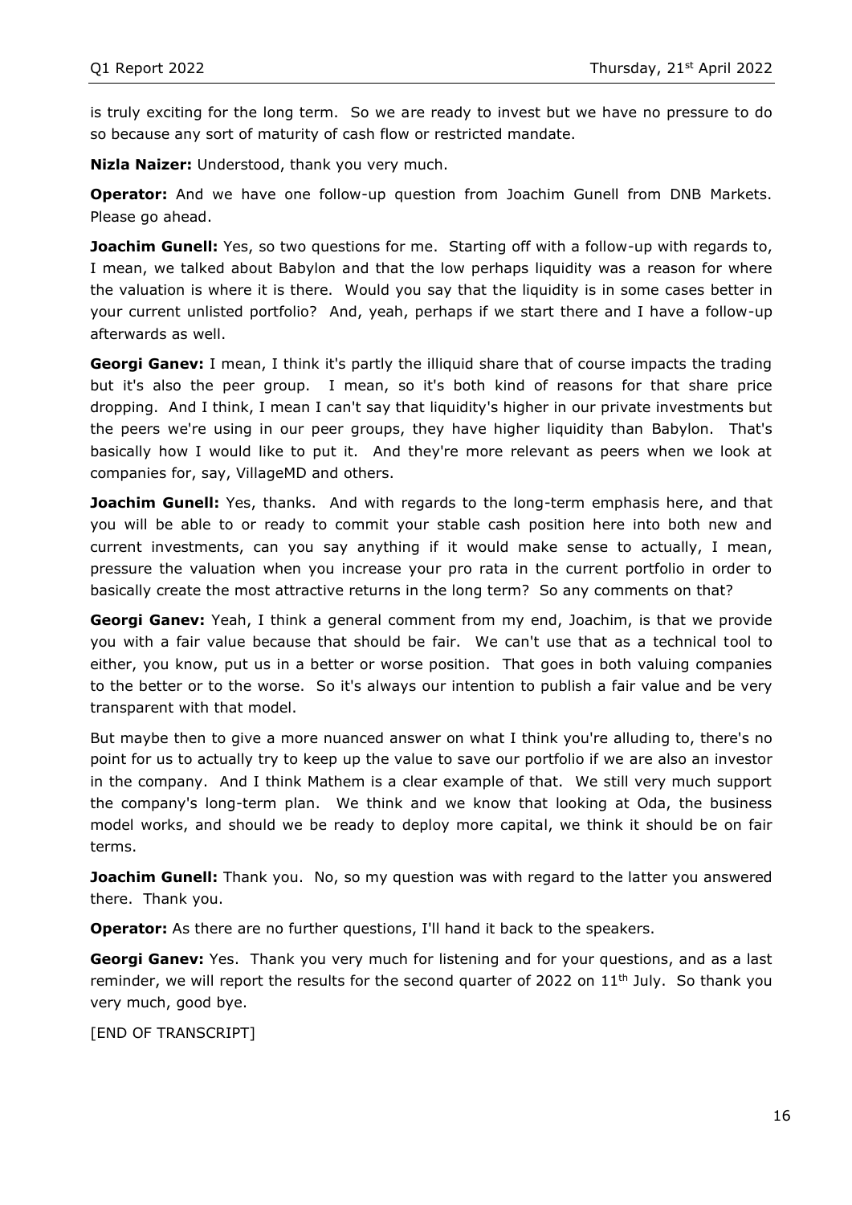is truly exciting for the long term. So we are ready to invest but we have no pressure to do so because any sort of maturity of cash flow or restricted mandate.

**Nizla Naizer:** Understood, thank you very much.

**Operator:** And we have one follow-up question from Joachim Gunell from DNB Markets. Please go ahead.

**Joachim Gunell:** Yes, so two questions for me. Starting off with a follow-up with regards to, I mean, we talked about Babylon and that the low perhaps liquidity was a reason for where the valuation is where it is there. Would you say that the liquidity is in some cases better in your current unlisted portfolio? And, yeah, perhaps if we start there and I have a follow-up afterwards as well.

**Georgi Ganev:** I mean, I think it's partly the illiquid share that of course impacts the trading but it's also the peer group. I mean, so it's both kind of reasons for that share price dropping. And I think, I mean I can't say that liquidity's higher in our private investments but the peers we're using in our peer groups, they have higher liquidity than Babylon. That's basically how I would like to put it. And they're more relevant as peers when we look at companies for, say, VillageMD and others.

**Joachim Gunell:** Yes, thanks. And with regards to the long-term emphasis here, and that you will be able to or ready to commit your stable cash position here into both new and current investments, can you say anything if it would make sense to actually, I mean, pressure the valuation when you increase your pro rata in the current portfolio in order to basically create the most attractive returns in the long term? So any comments on that?

**Georgi Ganev:** Yeah, I think a general comment from my end, Joachim, is that we provide you with a fair value because that should be fair. We can't use that as a technical tool to either, you know, put us in a better or worse position. That goes in both valuing companies to the better or to the worse. So it's always our intention to publish a fair value and be very transparent with that model.

But maybe then to give a more nuanced answer on what I think you're alluding to, there's no point for us to actually try to keep up the value to save our portfolio if we are also an investor in the company. And I think Mathem is a clear example of that. We still very much support the company's long-term plan. We think and we know that looking at Oda, the business model works, and should we be ready to deploy more capital, we think it should be on fair terms.

**Joachim Gunell:** Thank you. No, so my question was with regard to the latter you answered there. Thank you.

**Operator:** As there are no further questions, I'll hand it back to the speakers.

**Georgi Ganev:** Yes. Thank you very much for listening and for your questions, and as a last reminder, we will report the results for the second quarter of 2022 on 11th July. So thank you very much, good bye.

[END OF TRANSCRIPT]